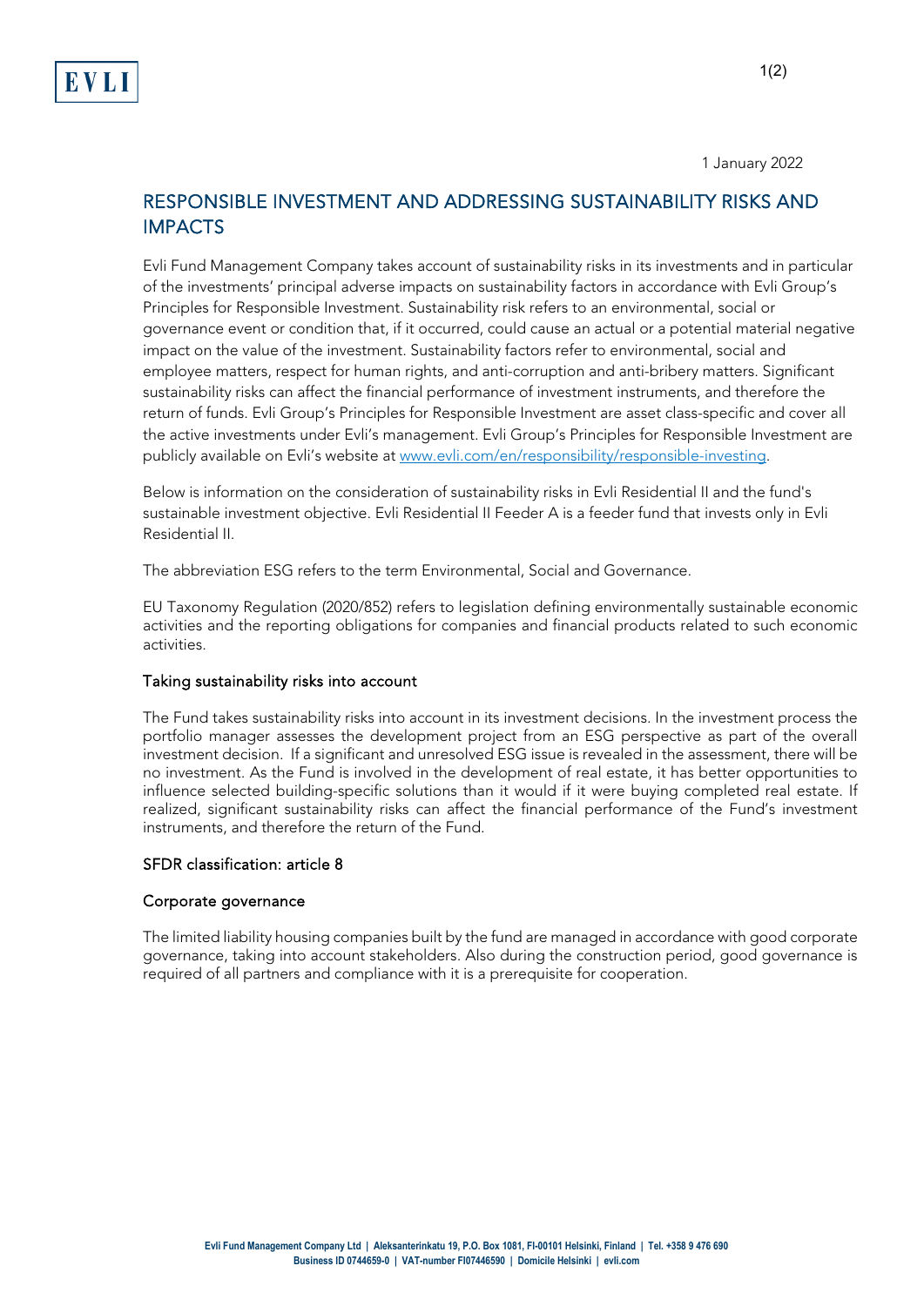1 January 2022

## RESPONSIBLE INVESTMENT AND ADDRESSING SUSTAINABILITY RISKS AND IMPACTS

Evli Fund Management Company takes account of sustainability risks in its investments and in particular of the investments' principal adverse impacts on sustainability factors in accordance with Evli Group's Principles for Responsible Investment. Sustainability risk refers to an environmental, social or governance event or condition that, if it occurred, could cause an actual or a potential material negative impact on the value of the investment. Sustainability factors refer to environmental, social and employee matters, respect for human rights, and anti-corruption and anti-bribery matters. Significant sustainability risks can affect the financial performance of investment instruments, and therefore the return of funds. Evli Group's Principles for Responsible Investment are asset class-specific and cover all the active investments under Evli's management. Evli Group's Principles for Responsible Investment are publicly available on Evli's website at [www.evli.com/en/responsibility/responsible-investing](www.evli.com/en/responsibility/responsible-investing).

Below is information on the consideration of sustainability risks in Evli Residential II and the fund's sustainable investment objective. Evli Residential II Feeder A is a feeder fund that invests only in Evli Residential II.

The abbreviation ESG refers to the term Environmental, Social and Governance.

EU Taxonomy Regulation (2020/852) refers to legislation defining environmentally sustainable economic activities and the reporting obligations for companies and financial products related to such economic activities.

### Taking sustainability risks into account

The Fund takes sustainability risks into account in its investment decisions. In the investment process the portfolio manager assesses the development project from an ESG perspective as part of the overall investment decision. If a significant and unresolved ESG issue is revealed in the assessment, there will be no investment. As the Fund is involved in the development of real estate, it has better opportunities to influence selected building-specific solutions than it would if it were buying completed real estate. If realized, significant sustainability risks can affect the financial performance of the Fund's investment instruments, and therefore the return of the Fund.

### SFDR classification: article 8

### Corporate governance

The limited liability housing companies built by the fund are managed in accordance with good corporate governance, taking into account stakeholders. Also during the construction period, good governance is required of all partners and compliance with it is a prerequisite for cooperation.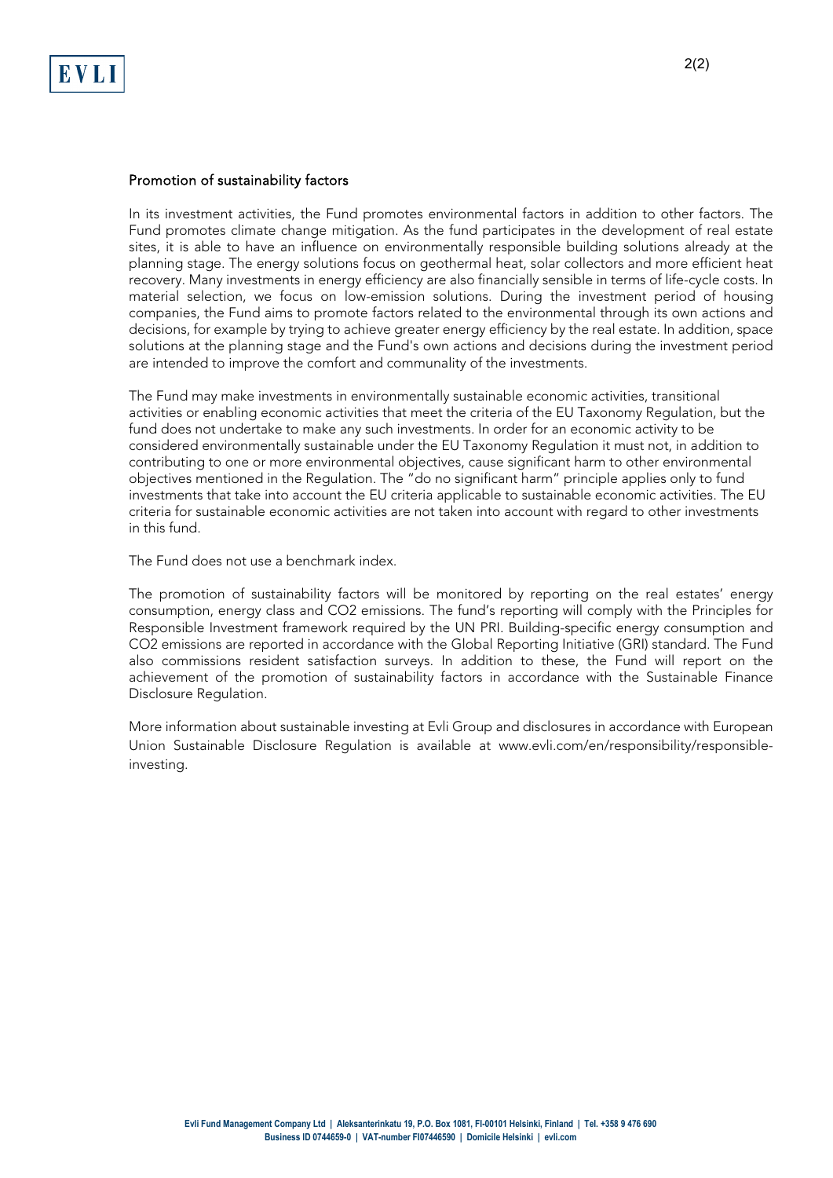## Promotion of sustainability factors

In its investment activities, the Fund promotes environmental factors in addition to other factors. The Fund promotes climate change mitigation. As the fund participates in the development of real estate sites, it is able to have an influence on environmentally responsible building solutions already at the planning stage. The energy solutions focus on geothermal heat, solar collectors and more efficient heat recovery. Many investments in energy efficiency are also financially sensible in terms of life-cycle costs. In material selection, we focus on low-emission solutions. During the investment period of housing companies, the Fund aims to promote factors related to the environmental through its own actions and decisions, for example by trying to achieve greater energy efficiency by the real estate. In addition, space solutions at the planning stage and the Fund's own actions and decisions during the investment period are intended to improve the comfort and communality of the investments.

The Fund may make investments in environmentally sustainable economic activities, transitional activities or enabling economic activities that meet the criteria of the EU Taxonomy Regulation, but the fund does not undertake to make any such investments. In order for an economic activity to be considered environmentally sustainable under the EU Taxonomy Regulation it must not, in addition to contributing to one or more environmental objectives, cause significant harm to other environmental objectives mentioned in the Regulation. The "do no significant harm" principle applies only to fund investments that take into account the EU criteria applicable to sustainable economic activities. The EU criteria for sustainable economic activities are not taken into account with regard to other investments in this fund.

The Fund does not use a benchmark index.

The promotion of sustainability factors will be monitored by reporting on the real estates' energy consumption, energy class and $CO_2$ emissions. The fund's reporting will comply with the Principles for Responsible Investment framework required by the UN PRI. Building-specific energy consumption and $CO_2$ emissions are reported in accordance with the Global Reporting Initiative (GRI) standard. The Fund also commissions resident satisfaction surveys. In addition to these, the Fund will report on the achievement of the promotion of sustainability factors in accordance with the Sustainable Finance Disclosure Regulation.

More information about sustainable investing at Evli Group and disclosures in accordance with European Union Sustainable Disclosure Regulation is available at www.evli.com/en/responsibility/responsible-investing.